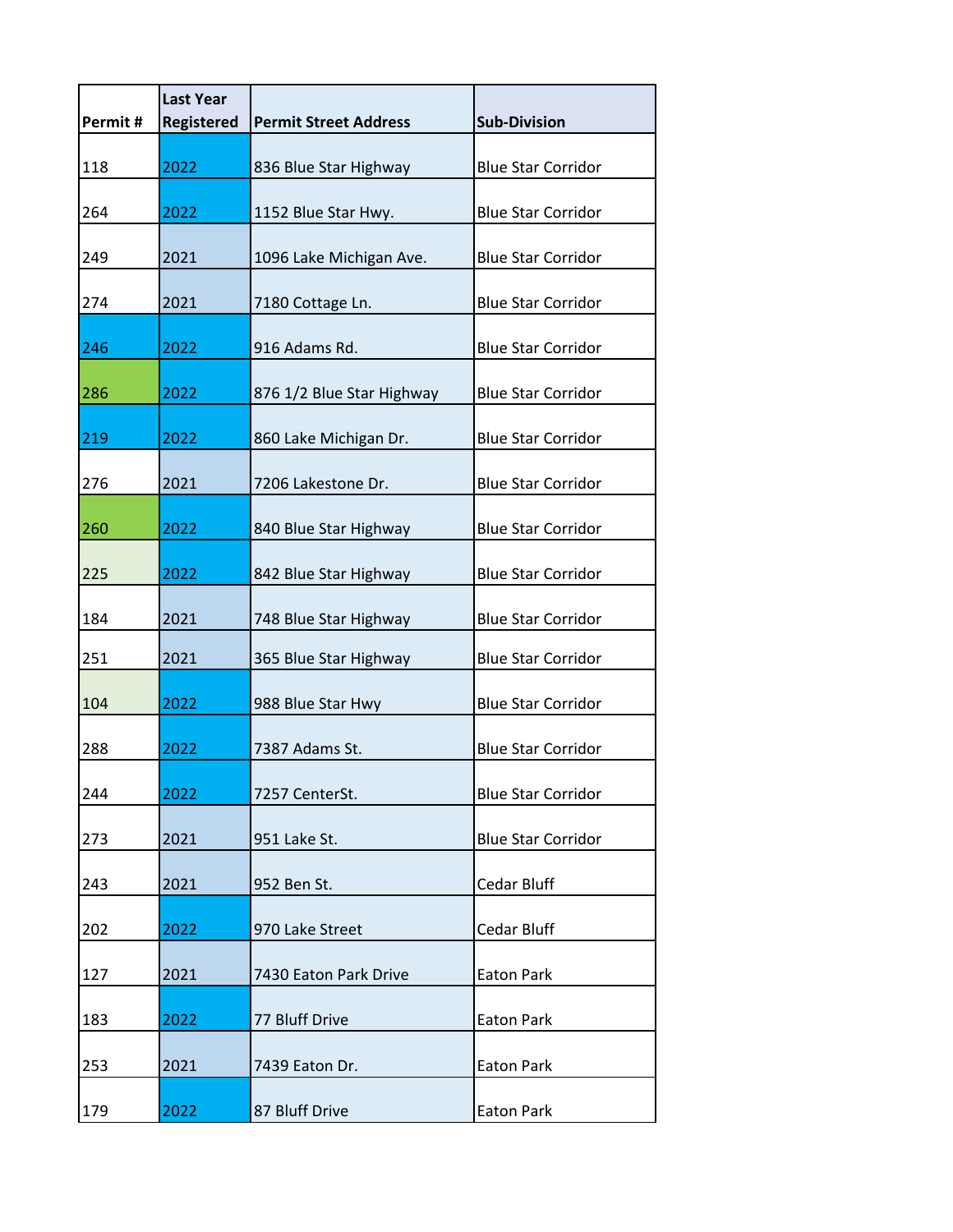| Permit # | Last Year Registered | Permit Street Address | Sub-Division |
|---|---|---|---|
| 118 | 2022 | 836 Blue Star Highway | Blue Star Corridor |
| 264 | 2022 | 1152 Blue Star Hwy. | Blue Star Corridor |
| 249 | 2021 | 1096 Lake Michigan Ave. | Blue Star Corridor |
| 274 | 2021 | 7180 Cottage Ln. | Blue Star Corridor |
| 246 | 2022 | 916 Adams Rd. | Blue Star Corridor |
| 286 | 2022 | 876 1/2 Blue Star Highway | Blue Star Corridor |
| 219 | 2022 | 860 Lake Michigan Dr. | Blue Star Corridor |
| 276 | 2021 | 7206 Lakestone Dr. | Blue Star Corridor |
| 260 | 2022 | 840 Blue Star Highway | Blue Star Corridor |
| 225 | 2022 | 842 Blue Star Highway | Blue Star Corridor |
| 184 | 2021 | 748 Blue Star Highway | Blue Star Corridor |
| 251 | 2021 | 365 Blue Star Highway | Blue Star Corridor |
| 104 | 2022 | 988 Blue Star Hwy | Blue Star Corridor |
| 288 | 2022 | 7387 Adams St. | Blue Star Corridor |
| 244 | 2022 | 7257 CenterSt. | Blue Star Corridor |
| 273 | 2021 | 951 Lake St. | Blue Star Corridor |
| 243 | 2021 | 952 Ben St. | Cedar Bluff |
| 202 | 2022 | 970 Lake Street | Cedar Bluff |
| 127 | 2021 | 7430 Eaton Park Drive | Eaton Park |
| 183 | 2022 | 77 Bluff Drive | Eaton Park |
| 253 | 2021 | 7439 Eaton Dr. | Eaton Park |
| 179 | 2022 | 87 Bluff Drive | Eaton Park |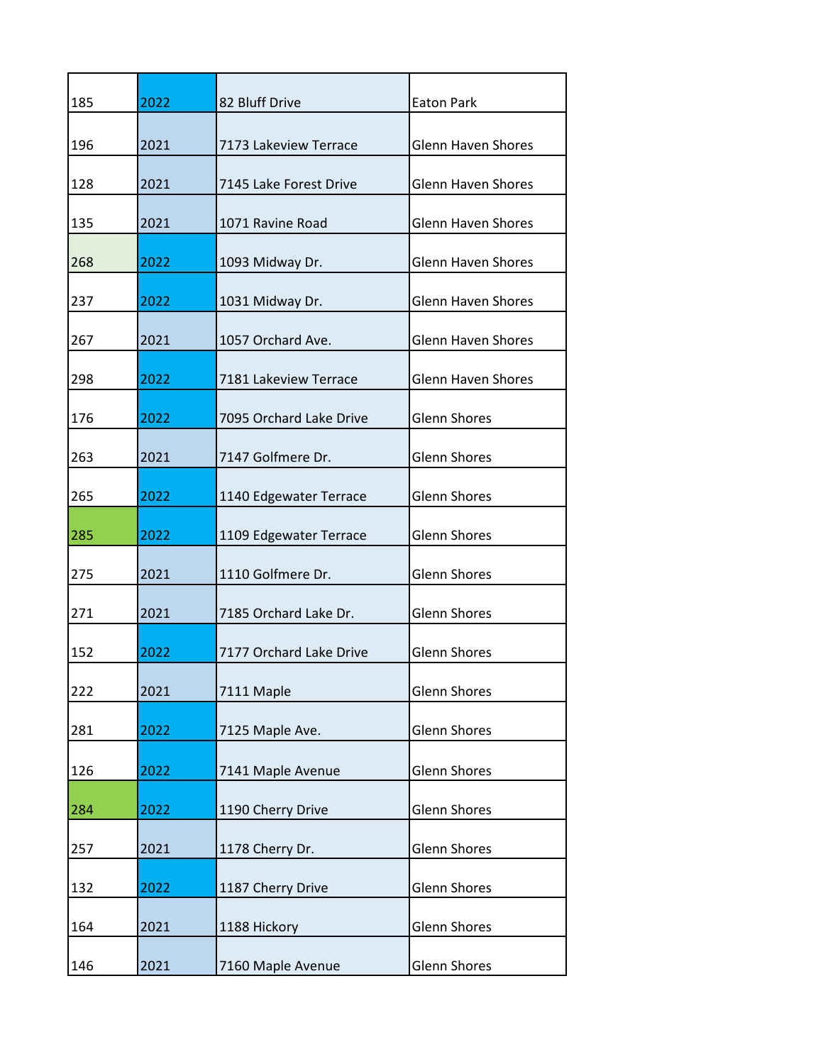| | | | |
|---|---|---|---|
| 185 | 2022 | 82 Bluff Drive | Eaton Park |
| 196 | 2021 | 7173 Lakeview Terrace | Glenn Haven Shores |
| 128 | 2021 | 7145 Lake Forest Drive | Glenn Haven Shores |
| 135 | 2021 | 1071 Ravine Road | Glenn Haven Shores |
| 268 | 2022 | 1093 Midway Dr. | Glenn Haven Shores |
| 237 | 2022 | 1031 Midway Dr. | Glenn Haven Shores |
| 267 | 2021 | 1057 Orchard Ave. | Glenn Haven Shores |
| 298 | 2022 | 7181 Lakeview Terrace | Glenn Haven Shores |
| 176 | 2022 | 7095 Orchard Lake Drive | Glenn Shores |
| 263 | 2021 | 7147 Golfmere Dr. | Glenn Shores |
| 265 | 2022 | 1140 Edgewater Terrace | Glenn Shores |
| 285 | 2022 | 1109 Edgewater Terrace | Glenn Shores |
| 275 | 2021 | 1110 Golfmere Dr. | Glenn Shores |
| 271 | 2021 | 7185 Orchard Lake Dr. | Glenn Shores |
| 152 | 2022 | 7177 Orchard Lake Drive | Glenn Shores |
| 222 | 2021 | 7111 Maple | Glenn Shores |
| 281 | 2022 | 7125 Maple Ave. | Glenn Shores |
| 126 | 2022 | 7141 Maple Avenue | Glenn Shores |
| 284 | 2022 | 1190 Cherry Drive | Glenn Shores |
| 257 | 2021 | 1178 Cherry Dr. | Glenn Shores |
| 132 | 2022 | 1187 Cherry Drive | Glenn Shores |
| 164 | 2021 | 1188 Hickory | Glenn Shores |
| 146 | 2021 | 7160 Maple Avenue | Glenn Shores |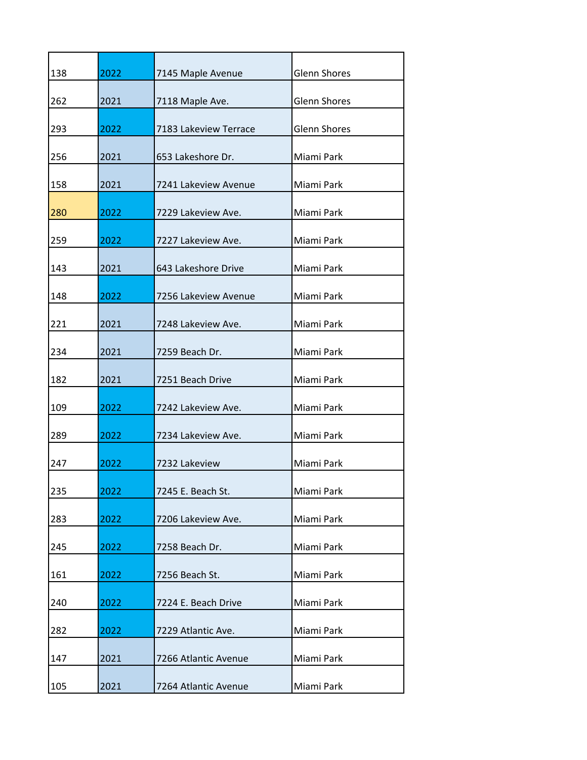| | | | |
|---|---|---|---|
| 138 | 2022 | 7145 Maple Avenue | Glenn Shores |
| 262 | 2021 | 7118 Maple Ave. | Glenn Shores |
| 293 | 2022 | 7183 Lakeview Terrace | Glenn Shores |
| 256 | 2021 | 653 Lakeshore Dr. | Miami Park |
| 158 | 2021 | 7241 Lakeview Avenue | Miami Park |
| 280 | 2022 | 7229 Lakeview Ave. | Miami Park |
| 259 | 2022 | 7227 Lakeview Ave. | Miami Park |
| 143 | 2021 | 643 Lakeshore Drive | Miami Park |
| 148 | 2022 | 7256 Lakeview Avenue | Miami Park |
| 221 | 2021 | 7248 Lakeview Ave. | Miami Park |
| 234 | 2021 | 7259 Beach Dr. | Miami Park |
| 182 | 2021 | 7251 Beach Drive | Miami Park |
| 109 | 2022 | 7242 Lakeview Ave. | Miami Park |
| 289 | 2022 | 7234 Lakeview Ave. | Miami Park |
| 247 | 2022 | 7232 Lakeview | Miami Park |
| 235 | 2022 | 7245 E. Beach St. | Miami Park |
| 283 | 2022 | 7206 Lakeview Ave. | Miami Park |
| 245 | 2022 | 7258 Beach Dr. | Miami Park |
| 161 | 2022 | 7256 Beach St. | Miami Park |
| 240 | 2022 | 7224 E. Beach Drive | Miami Park |
| 282 | 2022 | 7229 Atlantic Ave. | Miami Park |
| 147 | 2021 | 7266 Atlantic Avenue | Miami Park |
| 105 | 2021 | 7264 Atlantic Avenue | Miami Park |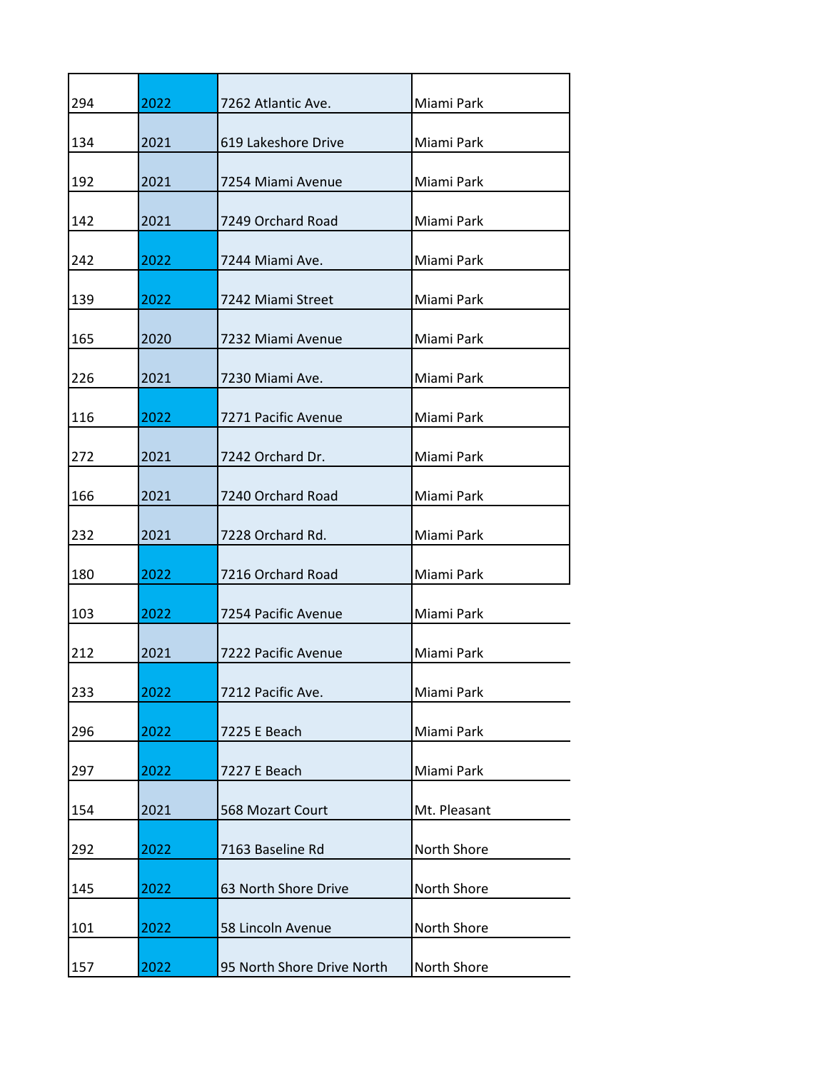| | | | |
|---|---|---|---|
| 294 | 2022 | 7262 Atlantic Ave. | Miami Park |
| 134 | 2021 | 619 Lakeshore Drive | Miami Park |
| 192 | 2021 | 7254 Miami Avenue | Miami Park |
| 142 | 2021 | 7249 Orchard Road | Miami Park |
| 242 | 2022 | 7244 Miami Ave. | Miami Park |
| 139 | 2022 | 7242 Miami Street | Miami Park |
| 165 | 2020 | 7232 Miami Avenue | Miami Park |
| 226 | 2021 | 7230 Miami Ave. | Miami Park |
| 116 | 2022 | 7271 Pacific Avenue | Miami Park |
| 272 | 2021 | 7242 Orchard Dr. | Miami Park |
| 166 | 2021 | 7240 Orchard Road | Miami Park |
| 232 | 2021 | 7228 Orchard Rd. | Miami Park |
| 180 | 2022 | 7216 Orchard Road | Miami Park |
| 103 | 2022 | 7254 Pacific Avenue | Miami Park |
| 212 | 2021 | 7222 Pacific Avenue | Miami Park |
| 233 | 2022 | 7212 Pacific Ave. | Miami Park |
| 296 | 2022 | 7225 E Beach | Miami Park |
| 297 | 2022 | 7227 E Beach | Miami Park |
| 154 | 2021 | 568 Mozart Court | Mt. Pleasant |
| 292 | 2022 | 7163 Baseline Rd | North Shore |
| 145 | 2022 | 63 North Shore Drive | North Shore |
| 101 | 2022 | 58 Lincoln Avenue | North Shore |
| 157 | 2022 | 95 North Shore Drive North | North Shore |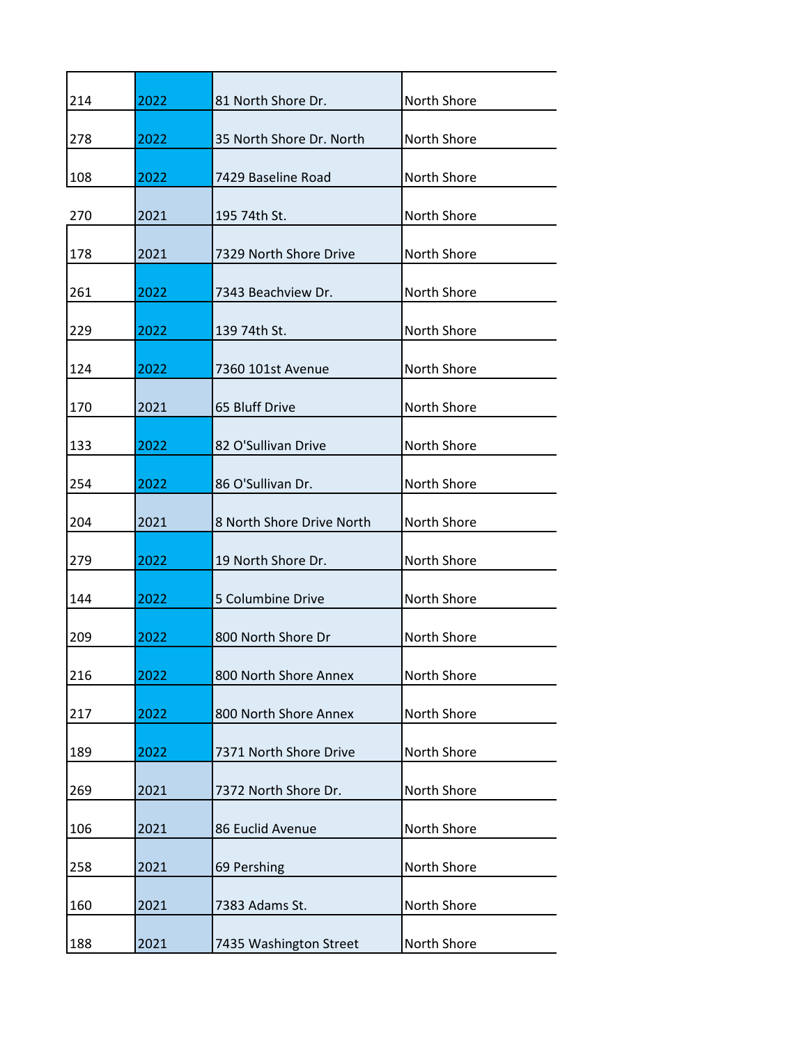|  |  |  |  |
| --- | --- | --- | --- |
| 214 | 2022 | 81 North Shore Dr. | North Shore |
| 278 | 2022 | 35 North Shore Dr. North | North Shore |
| 108 | 2022 | 7429 Baseline Road | North Shore |
| 270 | 2021 | 195 74th St. | North Shore |
| 178 | 2021 | 7329 North Shore Drive | North Shore |
| 261 | 2022 | 7343 Beachview Dr. | North Shore |
| 229 | 2022 | 139 74th St. | North Shore |
| 124 | 2022 | 7360 101st Avenue | North Shore |
| 170 | 2021 | 65 Bluff Drive | North Shore |
| 133 | 2022 | 82 O'Sullivan Drive | North Shore |
| 254 | 2022 | 86 O'Sullivan Dr. | North Shore |
| 204 | 2021 | 8 North Shore Drive North | North Shore |
| 279 | 2022 | 19 North Shore Dr. | North Shore |
| 144 | 2022 | 5 Columbine Drive | North Shore |
| 209 | 2022 | 800 North Shore Dr | North Shore |
| 216 | 2022 | 800 North Shore Annex | North Shore |
| 217 | 2022 | 800 North Shore Annex | North Shore |
| 189 | 2022 | 7371 North Shore Drive | North Shore |
| 269 | 2021 | 7372 North Shore Dr. | North Shore |
| 106 | 2021 | 86 Euclid Avenue | North Shore |
| 258 | 2021 | 69 Pershing | North Shore |
| 160 | 2021 | 7383 Adams St. | North Shore |
| 188 | 2021 | 7435 Washington Street | North Shore |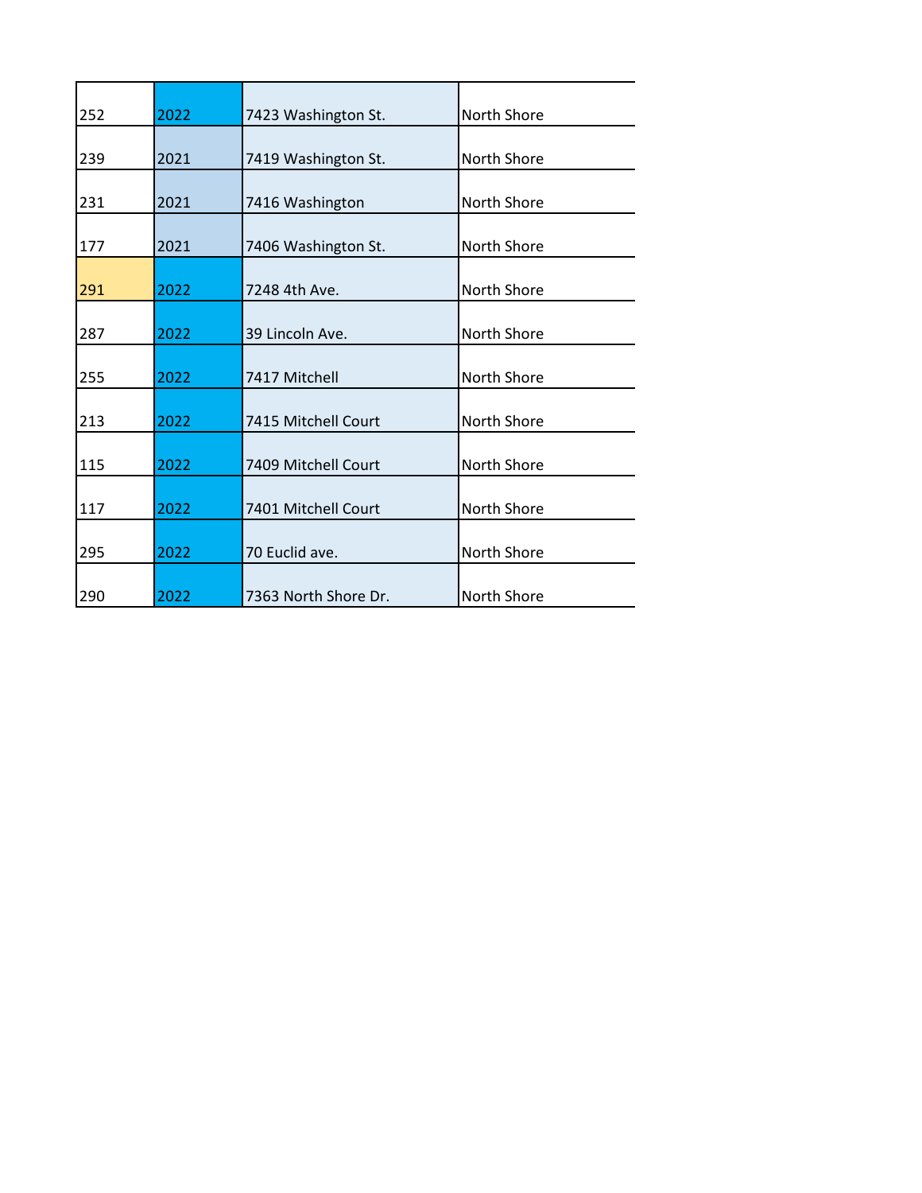| | | | |
|---|---|---|---|
| 252 | 2022 | 7423 Washington St. | North Shore |
| 239 | 2021 | 7419 Washington St. | North Shore |
| 231 | 2021 | 7416 Washington | North Shore |
| 177 | 2021 | 7406 Washington St. | North Shore |
| 291 | 2022 | 7248 4th Ave. | North Shore |
| 287 | 2022 | 39 Lincoln Ave. | North Shore |
| 255 | 2022 | 7417 Mitchell | North Shore |
| 213 | 2022 | 7415 Mitchell Court | North Shore |
| 115 | 2022 | 7409 Mitchell Court | North Shore |
| 117 | 2022 | 7401 Mitchell Court | North Shore |
| 295 | 2022 | 70 Euclid ave. | North Shore |
| 290 | 2022 | 7363 North Shore Dr. | North Shore |